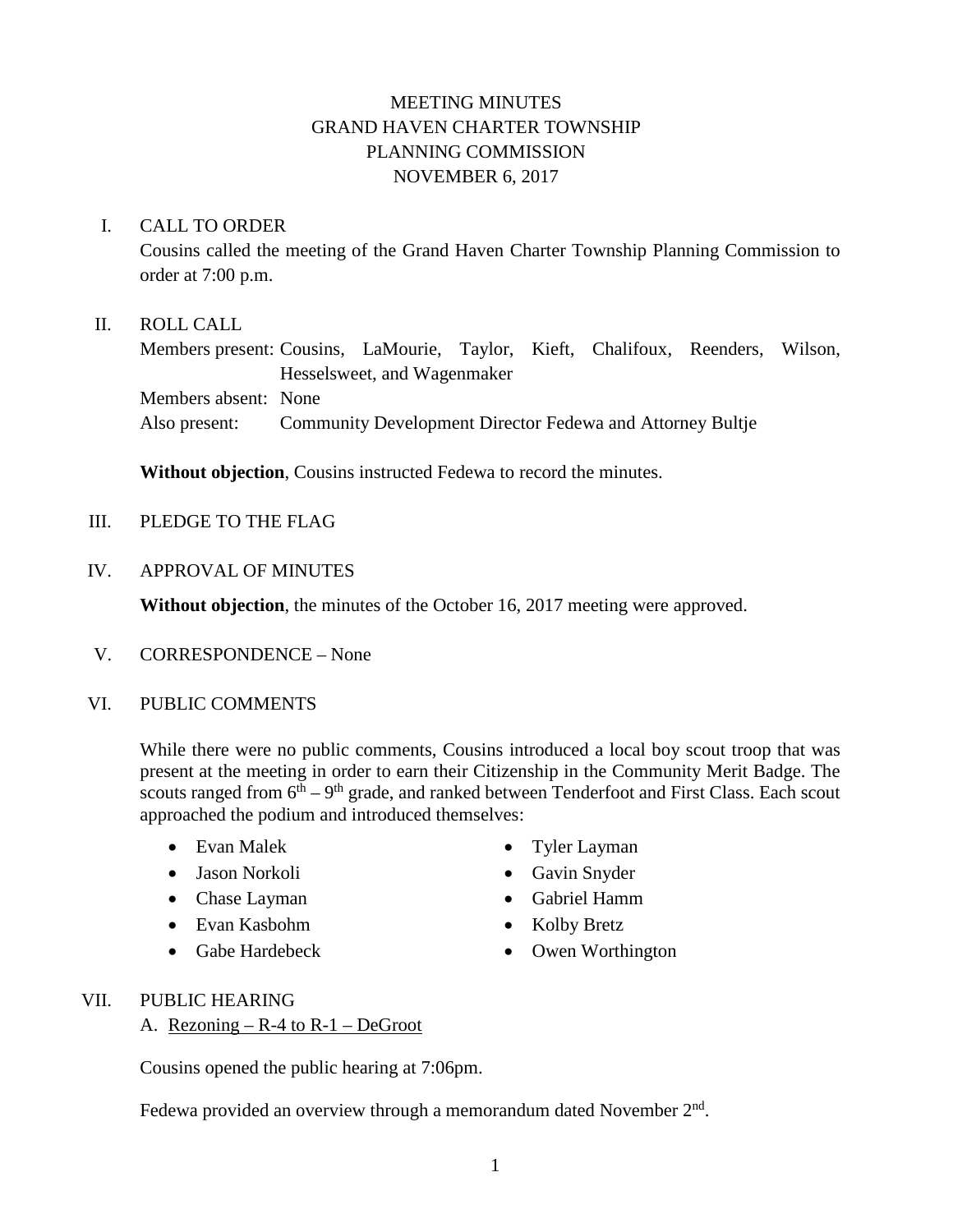# MEETING MINUTES
# GRAND HAVEN CHARTER TOWNSHIP
# PLANNING COMMISSION
# NOVEMBER 6, 2017

## I. CALL TO ORDER

Cousins called the meeting of the Grand Haven Charter Township Planning Commission to order at 7:00 p.m.

## II. ROLL CALL

Members present: Cousins, LaMourie, Taylor, Kieft, Chalifoux, Reenders, Wilson, Hesselsweet, and Wagenmaker

Members absent: None

Also present: Community Development Director Fedewa and Attorney Bultje

**Without objection**, Cousins instructed Fedewa to record the minutes.

## III. PLEDGE TO THE FLAG

## IV. APPROVAL OF MINUTES

**Without objection**, the minutes of the October 16, 2017 meeting were approved.

## V. CORRESPONDENCE – None

## VI. PUBLIC COMMENTS

While there were no public comments, Cousins introduced a local boy scout troop that was present at the meeting in order to earn their Citizenship in the Community Merit Badge. The scouts ranged from 6th – 9th grade, and ranked between Tenderfoot and First Class. Each scout approached the podium and introduced themselves:

- Evan Malek
- Jason Norkoli
- Chase Layman
- Evan Kasbohm
- Gabe Hardebeck
- Tyler Layman
- Gavin Snyder
- Gabriel Hamm
- Kolby Bretz
- Owen Worthington

## VII. PUBLIC HEARING

A. Rezoning – R-4 to R-1 – DeGroot

Cousins opened the public hearing at 7:06pm.

Fedewa provided an overview through a memorandum dated November 2nd.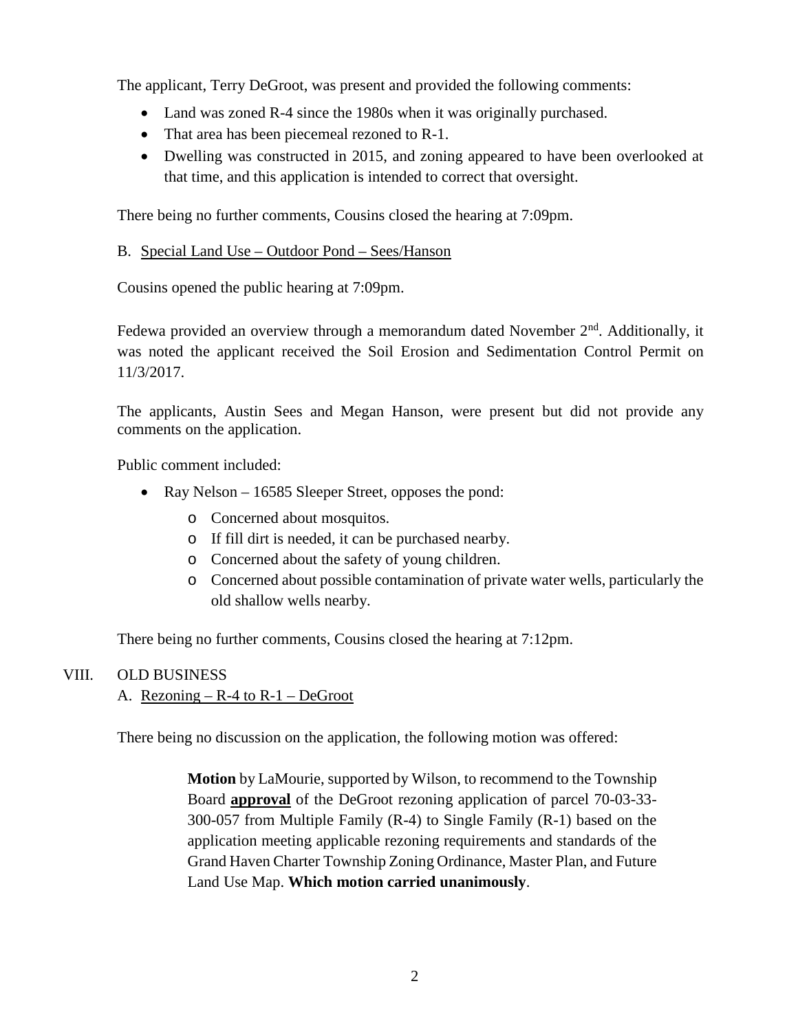The applicant, Terry DeGroot, was present and provided the following comments:

- Land was zoned R-4 since the 1980s when it was originally purchased.
- That area has been piecemeal rezoned to R-1.
- Dwelling was constructed in 2015, and zoning appeared to have been overlooked at that time, and this application is intended to correct that oversight.

There being no further comments, Cousins closed the hearing at 7:09pm.

B. Special Land Use – Outdoor Pond – Sees/Hanson

Cousins opened the public hearing at 7:09pm.

Fedewa provided an overview through a memorandum dated November 2nd. Additionally, it was noted the applicant received the Soil Erosion and Sedimentation Control Permit on 11/3/2017.

The applicants, Austin Sees and Megan Hanson, were present but did not provide any comments on the application.

Public comment included:

- Ray Nelson – 16585 Sleeper Street, opposes the pond:
  - Concerned about mosquitos.
  - If fill dirt is needed, it can be purchased nearby.
  - Concerned about the safety of young children.
  - Concerned about possible contamination of private water wells, particularly the old shallow wells nearby.

There being no further comments, Cousins closed the hearing at 7:12pm.

VIII. OLD BUSINESS

A. Rezoning – R-4 to R-1 – DeGroot

There being no discussion on the application, the following motion was offered:

> **Motion** by LaMourie, supported by Wilson, to recommend to the Township Board **approval** of the DeGroot rezoning application of parcel 70-03-33-300-057 from Multiple Family (R-4) to Single Family (R-1) based on the application meeting applicable rezoning requirements and standards of the Grand Haven Charter Township Zoning Ordinance, Master Plan, and Future Land Use Map. **Which motion carried unanimously**.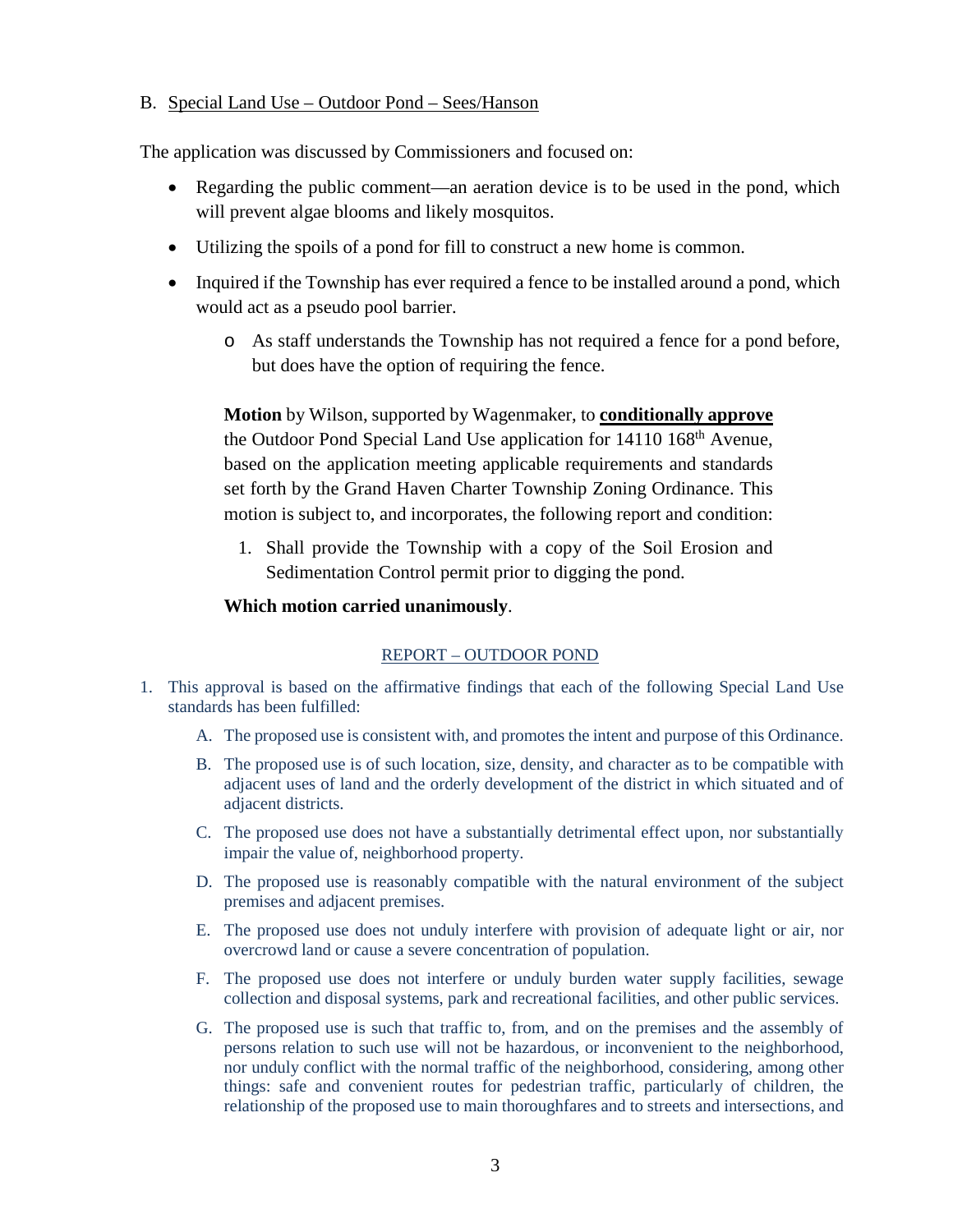B. Special Land Use – Outdoor Pond – Sees/Hanson

The application was discussed by Commissioners and focused on:

- Regarding the public comment—an aeration device is to be used in the pond, which will prevent algae blooms and likely mosquitos.
- Utilizing the spoils of a pond for fill to construct a new home is common.
- Inquired if the Township has ever required a fence to be installed around a pond, which would act as a pseudo pool barrier.
  - As staff understands the Township has not required a fence for a pond before, but does have the option of requiring the fence.

**Motion** by Wilson, supported by Wagenmaker, to **conditionally approve** the Outdoor Pond Special Land Use application for 14110 168th Avenue, based on the application meeting applicable requirements and standards set forth by the Grand Haven Charter Township Zoning Ordinance. This motion is subject to, and incorporates, the following report and condition:

1. Shall provide the Township with a copy of the Soil Erosion and Sedimentation Control permit prior to digging the pond.

**Which motion carried unanimously**.

REPORT – OUTDOOR POND

1. This approval is based on the affirmative findings that each of the following Special Land Use standards has been fulfilled:
   A. The proposed use is consistent with, and promotes the intent and purpose of this Ordinance.
   B. The proposed use is of such location, size, density, and character as to be compatible with adjacent uses of land and the orderly development of the district in which situated and of adjacent districts.
   C. The proposed use does not have a substantially detrimental effect upon, nor substantially impair the value of, neighborhood property.
   D. The proposed use is reasonably compatible with the natural environment of the subject premises and adjacent premises.
   E. The proposed use does not unduly interfere with provision of adequate light or air, nor overcrowd land or cause a severe concentration of population.
   F. The proposed use does not interfere or unduly burden water supply facilities, sewage collection and disposal systems, park and recreational facilities, and other public services.
   G. The proposed use is such that traffic to, from, and on the premises and the assembly of persons relation to such use will not be hazardous, or inconvenient to the neighborhood, nor unduly conflict with the normal traffic of the neighborhood, considering, among other things: safe and convenient routes for pedestrian traffic, particularly of children, the relationship of the proposed use to main thoroughfares and to streets and intersections, and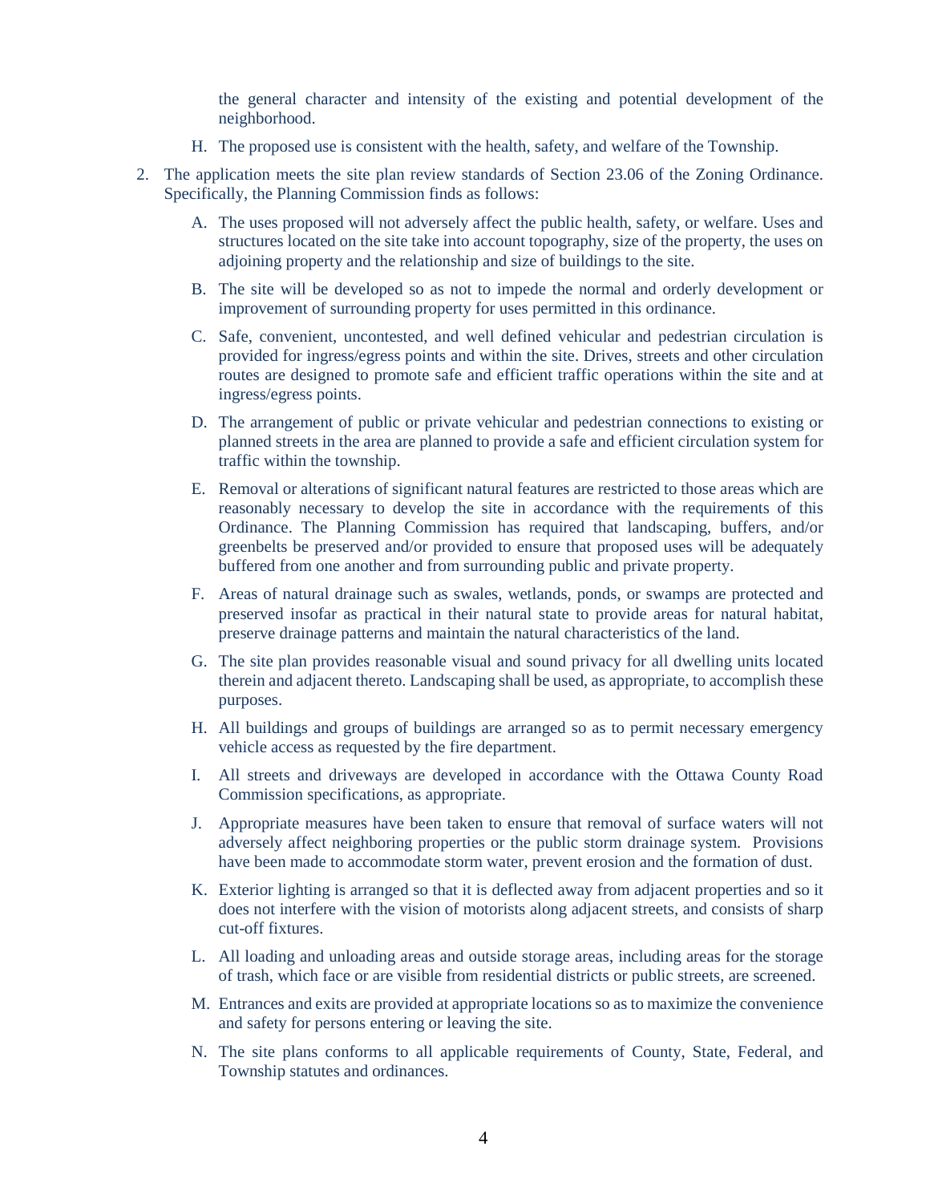the general character and intensity of the existing and potential development of the neighborhood.

H. The proposed use is consistent with the health, safety, and welfare of the Township.

2. The application meets the site plan review standards of Section 23.06 of the Zoning Ordinance. Specifically, the Planning Commission finds as follows:

   A. The uses proposed will not adversely affect the public health, safety, or welfare. Uses and structures located on the site take into account topography, size of the property, the uses on adjoining property and the relationship and size of buildings to the site.

   B. The site will be developed so as not to impede the normal and orderly development or improvement of surrounding property for uses permitted in this ordinance.

   C. Safe, convenient, uncontested, and well defined vehicular and pedestrian circulation is provided for ingress/egress points and within the site. Drives, streets and other circulation routes are designed to promote safe and efficient traffic operations within the site and at ingress/egress points.

   D. The arrangement of public or private vehicular and pedestrian connections to existing or planned streets in the area are planned to provide a safe and efficient circulation system for traffic within the township.

   E. Removal or alterations of significant natural features are restricted to those areas which are reasonably necessary to develop the site in accordance with the requirements of this Ordinance. The Planning Commission has required that landscaping, buffers, and/or greenbelts be preserved and/or provided to ensure that proposed uses will be adequately buffered from one another and from surrounding public and private property.

   F. Areas of natural drainage such as swales, wetlands, ponds, or swamps are protected and preserved insofar as practical in their natural state to provide areas for natural habitat, preserve drainage patterns and maintain the natural characteristics of the land.

   G. The site plan provides reasonable visual and sound privacy for all dwelling units located therein and adjacent thereto. Landscaping shall be used, as appropriate, to accomplish these purposes.

   H. All buildings and groups of buildings are arranged so as to permit necessary emergency vehicle access as requested by the fire department.

   I. All streets and driveways are developed in accordance with the Ottawa County Road Commission specifications, as appropriate.

   J. Appropriate measures have been taken to ensure that removal of surface waters will not adversely affect neighboring properties or the public storm drainage system. Provisions have been made to accommodate storm water, prevent erosion and the formation of dust.

   K. Exterior lighting is arranged so that it is deflected away from adjacent properties and so it does not interfere with the vision of motorists along adjacent streets, and consists of sharp cut-off fixtures.

   L. All loading and unloading areas and outside storage areas, including areas for the storage of trash, which face or are visible from residential districts or public streets, are screened.

   M. Entrances and exits are provided at appropriate locations so as to maximize the convenience and safety for persons entering or leaving the site.

   N. The site plans conforms to all applicable requirements of County, State, Federal, and Township statutes and ordinances.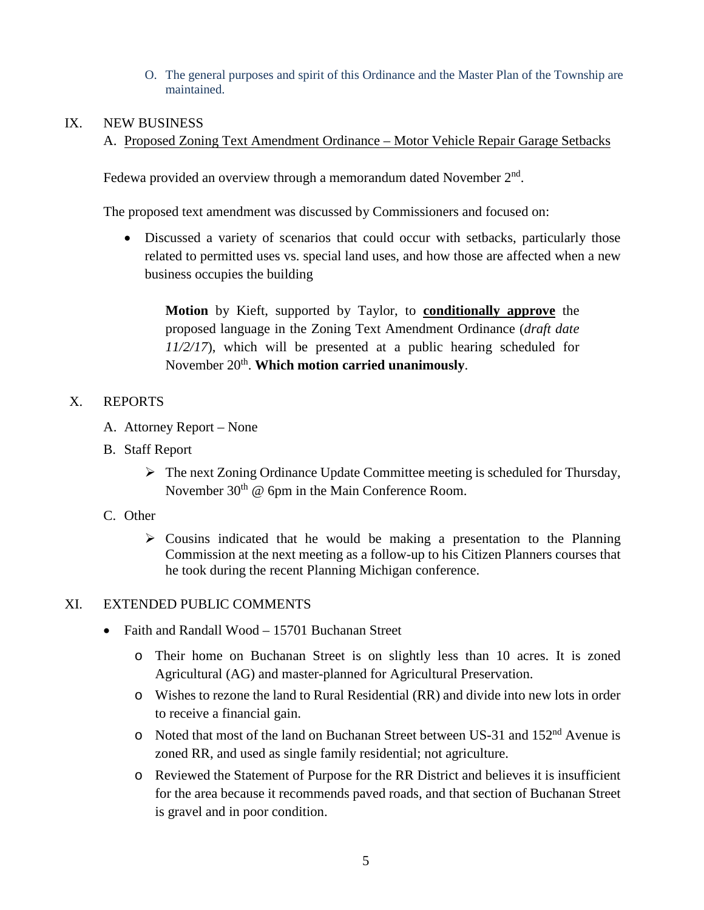O. The general purposes and spirit of this Ordinance and the Master Plan of the Township are maintained.

IX. NEW BUSINESS

A. Proposed Zoning Text Amendment Ordinance – Motor Vehicle Repair Garage Setbacks

Fedewa provided an overview through a memorandum dated November 2nd.

The proposed text amendment was discussed by Commissioners and focused on:

- Discussed a variety of scenarios that could occur with setbacks, particularly those related to permitted uses vs. special land uses, and how those are affected when a new business occupies the building

> **Motion** by Kieft, supported by Taylor, to **conditionally approve** the proposed language in the Zoning Text Amendment Ordinance (*draft date 11/2/17*), which will be presented at a public hearing scheduled for November 20th. **Which motion carried unanimously**.

X. REPORTS

A. Attorney Report – None

B. Staff Report

- The next Zoning Ordinance Update Committee meeting is scheduled for Thursday, November 30th @ 6pm in the Main Conference Room.

C. Other

- Cousins indicated that he would be making a presentation to the Planning Commission at the next meeting as a follow-up to his Citizen Planners courses that he took during the recent Planning Michigan conference.

XI. EXTENDED PUBLIC COMMENTS

- Faith and Randall Wood – 15701 Buchanan Street
  - Their home on Buchanan Street is on slightly less than 10 acres. It is zoned Agricultural (AG) and master-planned for Agricultural Preservation.
  - Wishes to rezone the land to Rural Residential (RR) and divide into new lots in order to receive a financial gain.
  - Noted that most of the land on Buchanan Street between US-31 and 152nd Avenue is zoned RR, and used as single family residential; not agriculture.
  - Reviewed the Statement of Purpose for the RR District and believes it is insufficient for the area because it recommends paved roads, and that section of Buchanan Street is gravel and in poor condition.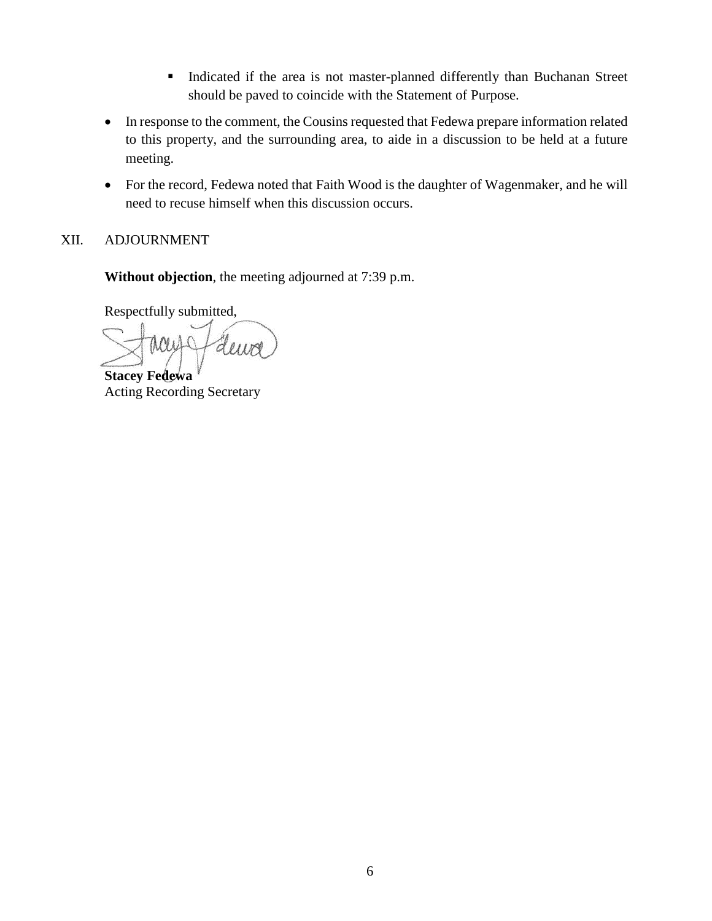- Indicated if the area is not master-planned differently than Buchanan Street should be paved to coincide with the Statement of Purpose.

- In response to the comment, the Cousins requested that Fedewa prepare information related to this property, and the surrounding area, to aide in a discussion to be held at a future meeting.
- For the record, Fedewa noted that Faith Wood is the daughter of Wagenmaker, and he will need to recuse himself when this discussion occurs.

XII. ADJOURNMENT

**Without objection**, the meeting adjourned at 7:39 p.m.

Respectfully submitted,

**Stacey Fedewa**
Acting Recording Secretary